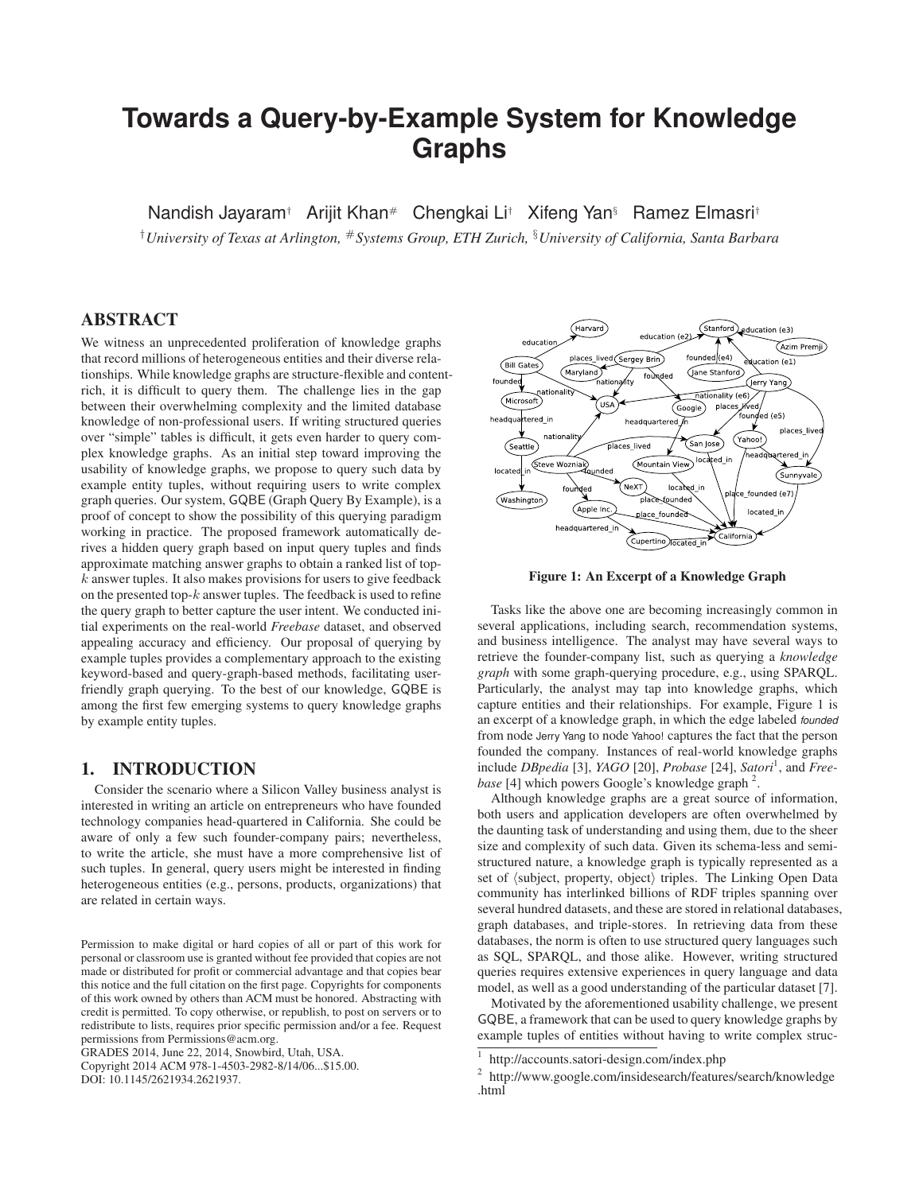# Towards a Query-by-Example System for Knowledge Graphs

Nandish Jayaram[†] Arijit Khan[#] Chengkai Li[†] Xifeng Yan[§] Ramez Elmasri[†]

[†]*University of Texas at Arlington,* [#]*Systems Group, ETH Zurich,* [§]*University of California, Santa Barbara*

## ABSTRACT

We witness an unprecedented proliferation of knowledge graphs that record millions of heterogeneous entities and their diverse relationships. While knowledge graphs are structure-flexible and content-rich, it is difficult to query them. The challenge lies in the gap between their overwhelming complexity and the limited database knowledge of non-professional users. If writing structured queries over "simple" tables is difficult, it gets even harder to query complex knowledge graphs. As an initial step toward improving the usability of knowledge graphs, we propose to query such data by example entity tuples, without requiring users to write complex graph queries. Our system, GQBE (Graph Query By Example), is a proof of concept to show the possibility of this querying paradigm working in practice. The proposed framework automatically derives a hidden query graph based on input query tuples and finds approximate matching answer graphs to obtain a ranked list of top-$k$ answer tuples. It also makes provisions for users to give feedback on the presented top-$k$ answer tuples. The feedback is used to refine the query graph to better capture the user intent. We conducted initial experiments on the real-world *Freebase* dataset, and observed appealing accuracy and efficiency. Our proposal of querying by example tuples provides a complementary approach to the existing keyword-based and query-graph-based methods, facilitating user-friendly graph querying. To the best of our knowledge, GQBE is among the first few emerging systems to query knowledge graphs by example entity tuples.

## 1. INTRODUCTION

Consider the scenario where a Silicon Valley business analyst is interested in writing an article on entrepreneurs who have founded technology companies head-quartered in California. She could be aware of only a few such founder-company pairs; nevertheless, to write the article, she must have a more comprehensive list of such tuples. In general, query users might be interested in finding heterogeneous entities (e.g., persons, products, organizations) that are related in certain ways.

Permission to make digital or hard copies of all or part of this work for personal or classroom use is granted without fee provided that copies are not made or distributed for profit or commercial advantage and that copies bear this notice and the full citation on the first page. Copyrights for components of this work owned by others than ACM must be honored. Abstracting with credit is permitted. To copy otherwise, or republish, to post on servers or to redistribute to lists, requires prior specific permission and/or a fee. Request permissions from Permissions@acm.org.
GRADES 2014, June 22, 2014, Snowbird, Utah, USA.
Copyright 2014 ACM 978-1-4503-2982-8/14/06...$15.00.
DOI: 10.1145/2621934.2621937.

**Figure 1: An Excerpt of a Knowledge Graph**

Tasks like the above one are becoming increasingly common in several applications, including search, recommendation systems, and business intelligence. The analyst may have several ways to retrieve the founder-company list, such as querying a *knowledge graph* with some graph-querying procedure, e.g., using SPARQL. Particularly, the analyst may tap into knowledge graphs, which capture entities and their relationships. For example, Figure 1 is an excerpt of a knowledge graph, in which the edge labeled *founded* from node Jerry Yang to node Yahoo! captures the fact that the person founded the company. Instances of real-world knowledge graphs include *DBpedia* [3], *YAGO* [20], *Probase* [24], *Satori*[1], and *Freebase* [4] which powers Google's knowledge graph [2].

Although knowledge graphs are a great source of information, both users and application developers are often overwhelmed by the daunting task of understanding and using them, due to the sheer size and complexity of such data. Given its schema-less and semi-structured nature, a knowledge graph is typically represented as a set of ⟨subject, property, object⟩ triples. The Linking Open Data community has interlinked billions of RDF triples spanning over several hundred datasets, and these are stored in relational databases, graph databases, and triple-stores. In retrieving data from these databases, the norm is often to use structured query languages such as SQL, SPARQL, and those alike. However, writing structured queries requires extensive experiences in query language and data model, as well as a good understanding of the particular dataset [7].

Motivated by the aforementioned usability challenge, we present GQBE, a framework that can be used to query knowledge graphs by example tuples of entities without having to write complex struc-

[1] http://accounts.satori-design.com/index.php

[2] http://www.google.com/insidesearch/features/search/knowledge.html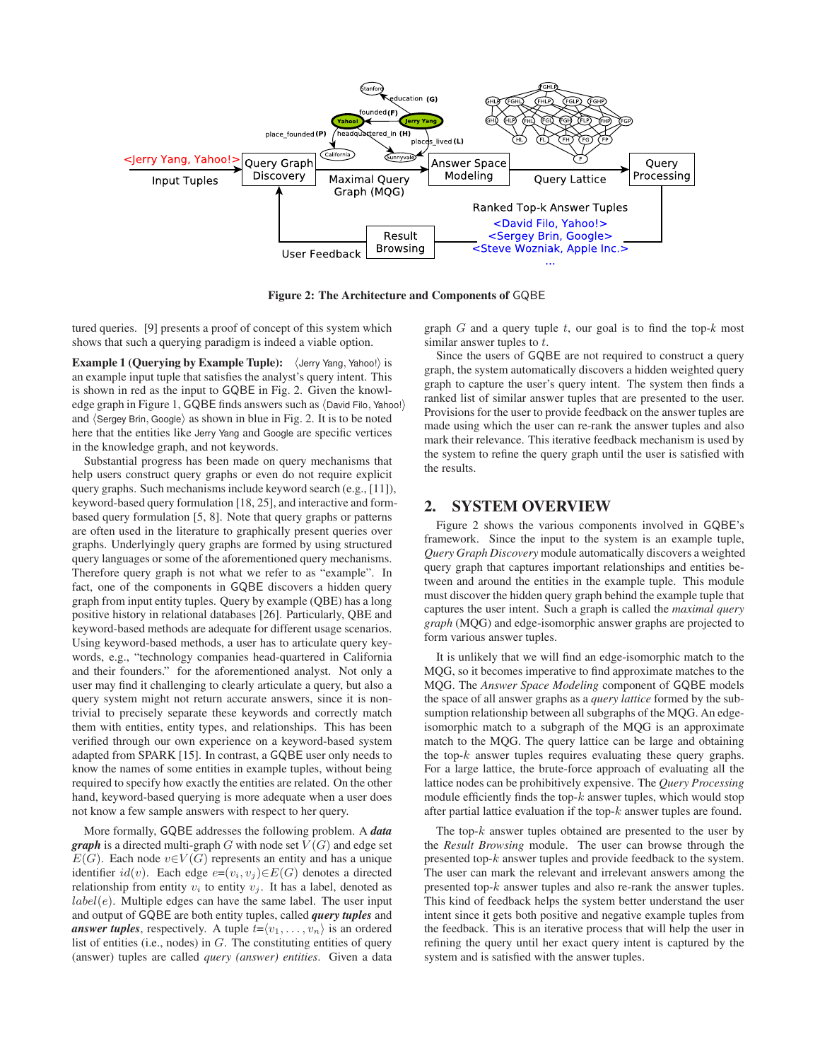Figure 2: The Architecture and Components of GQBE

tured queries. [9] presents a proof of concept of this system which shows that such a querying paradigm is indeed a viable option.

**Example 1 (Querying by Example Tuple):** ⟨Jerry Yang, Yahoo!⟩ is an example input tuple that satisfies the analyst's query intent. This is shown in red as the input to GQBE in Fig. 2. Given the knowledge graph in Figure 1, GQBE finds answers such as ⟨David Filo, Yahoo!⟩ and ⟨Sergey Brin, Google⟩ as shown in blue in Fig. 2. It is to be noted here that the entities like Jerry Yang and Google are specific vertices in the knowledge graph, and not keywords.

Substantial progress has been made on query mechanisms that help users construct query graphs or even do not require explicit query graphs. Such mechanisms include keyword search (e.g., [11]), keyword-based query formulation [18, 25], and interactive and form-based query formulation [5, 8]. Note that query graphs or patterns are often used in the literature to graphically present queries over graphs. Underlyingly query graphs are formed by using structured query languages or some of the aforementioned query mechanisms. Therefore query graph is not what we refer to as "example". In fact, one of the components in GQBE discovers a hidden query graph from input entity tuples. Query by example (QBE) has a long positive history in relational databases [26]. Particularly, QBE and keyword-based methods are adequate for different usage scenarios. Using keyword-based methods, a user has to articulate query keywords, e.g., "technology companies head-quartered in California and their founders." for the aforementioned analyst. Not only a user may find it challenging to clearly articulate a query, but also a query system might not return accurate answers, since it is non-trivial to precisely separate these keywords and correctly match them with entities, entity types, and relationships. This has been verified through our own experience on a keyword-based system adapted from SPARK [15]. In contrast, a GQBE user only needs to know the names of some entities in example tuples, without being required to specify how exactly the entities are related. On the other hand, keyword-based querying is more adequate when a user does not know a few sample answers with respect to her query.

More formally, GQBE addresses the following problem. A ***data graph*** is a directed multi-graph $G$ with node set $V(G)$ and edge set $E(G)$. Each node $v \in V(G)$ represents an entity and has a unique identifier $id(v)$. Each edge $e{=}(v_i, v_j) \in E(G)$ denotes a directed relationship from entity $v_i$ to entity $v_j$. It has a label, denoted as $label(e)$. Multiple edges can have the same label. The user input and output of GQBE are both entity tuples, called ***query tuples*** and ***answer tuples***, respectively. A tuple $t{=}\langle v_1, \ldots, v_n \rangle$ is an ordered list of entities (i.e., nodes) in $G$. The constituting entities of query (answer) tuples are called *query (answer) entities*. Given a data graph $G$ and a query tuple $t$, our goal is to find the top-$k$ most similar answer tuples to $t$.

Since the users of GQBE are not required to construct a query graph, the system automatically discovers a hidden weighted query graph to capture the user's query intent. The system then finds a ranked list of similar answer tuples that are presented to the user. Provisions for the user to provide feedback on the answer tuples are made using which the user can re-rank the answer tuples and also mark their relevance. This iterative feedback mechanism is used by the system to refine the query graph until the user is satisfied with the results.

## 2. SYSTEM OVERVIEW

Figure 2 shows the various components involved in GQBE's framework. Since the input to the system is an example tuple, *Query Graph Discovery* module automatically discovers a weighted query graph that captures important relationships and entities between and around the entities in the example tuple. This module must discover the hidden query graph behind the example tuple that captures the user intent. Such a graph is called the *maximal query graph* (MQG) and edge-isomorphic answer graphs are projected to form various answer tuples.

It is unlikely that we will find an edge-isomorphic match to the MQG, so it becomes imperative to find approximate matches to the MQG. The *Answer Space Modeling* component of GQBE models the space of all answer graphs as a *query lattice* formed by the subsumption relationship between all subgraphs of the MQG. An edge-isomorphic match to a subgraph of the MQG is an approximate match to the MQG. The query lattice can be large and obtaining the top-$k$ answer tuples requires evaluating these query graphs. For a large lattice, the brute-force approach of evaluating all the lattice nodes can be prohibitively expensive. The *Query Processing* module efficiently finds the top-$k$ answer tuples, which would stop after partial lattice evaluation if the top-$k$ answer tuples are found.

The top-$k$ answer tuples obtained are presented to the user by the *Result Browsing* module. The user can browse through the presented top-$k$ answer tuples and provide feedback to the system. The user can mark the relevant and irrelevant answers among the presented top-$k$ answer tuples and also re-rank the answer tuples. This kind of feedback helps the system better understand the user intent since it gets both positive and negative example tuples from the feedback. This is an iterative process that will help the user in refining the query until her exact query intent is captured by the system and is satisfied with the answer tuples.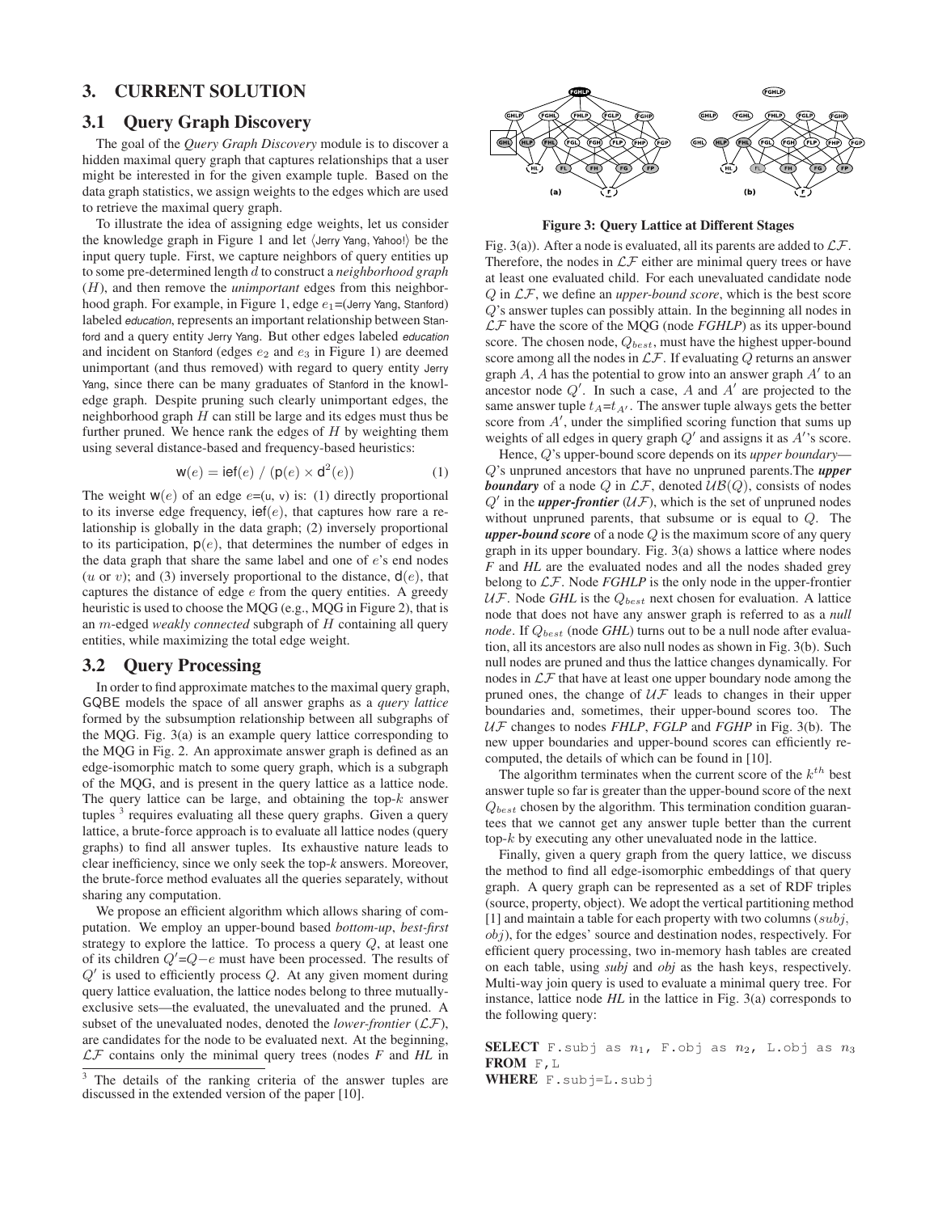## 3. CURRENT SOLUTION

### 3.1 Query Graph Discovery

The goal of the *Query Graph Discovery* module is to discover a hidden maximal query graph that captures relationships that a user might be interested in for the given example tuple. Based on the data graph statistics, we assign weights to the edges which are used to retrieve the maximal query graph.

To illustrate the idea of assigning edge weights, let us consider the knowledge graph in Figure 1 and let ⟨Jerry Yang, Yahoo!⟩ be the input query tuple. First, we capture neighbors of query entities up to some pre-determined length $d$ to construct a *neighborhood graph* ($H$), and then remove the *unimportant* edges from this neighborhood graph. For example, in Figure 1, edge $e_1$=(Jerry Yang, Stanford) labeled *education*, represents an important relationship between Stanford and a query entity Jerry Yang. But other edges labeled *education* and incident on Stanford (edges $e_2$ and $e_3$ in Figure 1) are deemed unimportant (and thus removed) with regard to query entity Jerry Yang, since there can be many graduates of Stanford in the knowledge graph. Despite pruning such clearly unimportant edges, the neighborhood graph $H$ can still be large and its edges must thus be further pruned. We hence rank the edges of $H$ by weighting them using several distance-based and frequency-based heuristics:

$$\mathsf{w}(e) = \mathsf{ief}(e) \;/\; (\mathsf{p}(e) \times \mathsf{d}^2(e)) \tag{1}$$

The weight $\mathsf{w}(e)$ of an edge $e$=(u, v) is: (1) directly proportional to its inverse edge frequency, $\mathsf{ief}(e)$, that captures how rare a relationship is globally in the data graph; (2) inversely proportional to its participation, $\mathsf{p}(e)$, that determines the number of edges in the data graph that share the same label and one of $e$'s end nodes ($u$ or $v$); and (3) inversely proportional to the distance, $\mathsf{d}(e)$, that captures the distance of edge $e$ from the query entities. A greedy heuristic is used to choose the MQG (e.g., MQG in Figure 2), that is an $m$-edged *weakly connected* subgraph of $H$ containing all query entities, while maximizing the total edge weight.

### 3.2 Query Processing

In order to find approximate matches to the maximal query graph, GQBE models the space of all answer graphs as a *query lattice* formed by the subsumption relationship between all subgraphs of the MQG. Fig. 3(a) is an example query lattice corresponding to the MQG in Fig. 2. An approximate answer graph is defined as an edge-isomorphic match to some query graph, which is a subgraph of the MQG, and is present in the query lattice as a lattice node. The query lattice can be large, and obtaining the top-$k$ answer tuples [3] requires evaluating all these query graphs. Given a query lattice, a brute-force approach is to evaluate all lattice nodes (query graphs) to find all answer tuples. Its exhaustive nature leads to clear inefficiency, since we only seek the top-$k$ answers. Moreover, the brute-force method evaluates all the queries separately, without sharing any computation.

We propose an efficient algorithm which allows sharing of computation. We employ an upper-bound based *bottom-up*, *best-first* strategy to explore the lattice. To process a query $Q$, at least one of its children $Q'$=$Q-e$ must have been processed. The results of $Q'$ is used to efficiently process $Q$. At any given moment during query lattice evaluation, the lattice nodes belong to three mutually-exclusive sets—the evaluated, the unevaluated and the pruned. A subset of the unevaluated nodes, denoted the *lower-frontier* ($\mathcal{LF}$), are candidates for the node to be evaluated next. At the beginning, $\mathcal{LF}$ contains only the minimal query trees (nodes *F* and *HL* in Fig. 3(a)). After a node is evaluated, all its parents are added to $\mathcal{LF}$. Therefore, the nodes in $\mathcal{LF}$ either are minimal query trees or have at least one evaluated child. For each unevaluated candidate node $Q$ in $\mathcal{LF}$, we define an *upper-bound score*, which is the best score $Q$'s answer tuples can possibly attain. In the beginning all nodes in $\mathcal{LF}$ have the score of the MQG (node *FGHLP*) as its upper-bound score. The chosen node, $Q_{best}$, must have the highest upper-bound score among all the nodes in $\mathcal{LF}$. If evaluating $Q$ returns an answer graph $A$, $A$ has the potential to grow into an answer graph $A'$ to an ancestor node $Q'$. In such a case, $A$ and $A'$ are projected to the same answer tuple $t_A$=$t_{A'}$. The answer tuple always gets the better score from $A'$, under the simplified scoring function that sums up weights of all edges in query graph $Q'$ and assigns it as $A'$'s score.

Figure 3: Query Lattice at Different Stages

Hence, $Q$'s upper-bound score depends on its *upper boundary*—$Q$'s unpruned ancestors that have no unpruned parents.The ***upper boundary*** of a node $Q$ in $\mathcal{LF}$, denoted $\mathcal{UB}(Q)$, consists of nodes $Q'$ in the ***upper-frontier*** ($\mathcal{UF}$), which is the set of unpruned nodes without unpruned parents, that subsume or is equal to $Q$. The ***upper-bound score*** of a node $Q$ is the maximum score of any query graph in its upper boundary. Fig. 3(a) shows a lattice where nodes *F* and *HL* are the evaluated nodes and all the nodes shaded grey belong to $\mathcal{LF}$. Node *FGHLP* is the only node in the upper-frontier $\mathcal{UF}$. Node *GHL* is the $Q_{best}$ next chosen for evaluation. A lattice node that does not have any answer graph is referred to as a *null node*. If $Q_{best}$ (node *GHL*) turns out to be a null node after evaluation, all its ancestors are also null nodes as shown in Fig. 3(b). Such null nodes are pruned and thus the lattice changes dynamically. For nodes in $\mathcal{LF}$ that have at least one upper boundary node among the pruned ones, the change of $\mathcal{UF}$ leads to changes in their upper boundaries and, sometimes, their upper-bound scores too. The $\mathcal{UF}$ changes to nodes *FHLP*, *FGLP* and *FGHP* in Fig. 3(b). The new upper boundaries and upper-bound scores can efficiently recomputed, the details of which can be found in [10].

The algorithm terminates when the current score of the $k^{th}$ best answer tuple so far is greater than the upper-bound score of the next $Q_{best}$ chosen by the algorithm. This termination condition guarantees that we cannot get any answer tuple better than the current top-$k$ by executing any other unevaluated node in the lattice.

Finally, given a query graph from the query lattice, we discuss the method to find all edge-isomorphic embeddings of that query graph. A query graph can be represented as a set of RDF triples (source, property, object). We adopt the vertical partitioning method [1] and maintain a table for each property with two columns ($subj$, $obj$), for the edges' source and destination nodes, respectively. For efficient query processing, two in-memory hash tables are created on each table, using *subj* and *obj* as the hash keys, respectively. Multi-way join query is used to evaluate a minimal query tree. For instance, lattice node *HL* in the lattice in Fig. 3(a) corresponds to the following query:

**SELECT** `F.subj as` $n_1$, `F.obj as` $n_2$, `L.obj as` $n_3$
**FROM** `F,L`
**WHERE** `F.subj=L.subj`

[3] The details of the ranking criteria of the answer tuples are discussed in the extended version of the paper [10].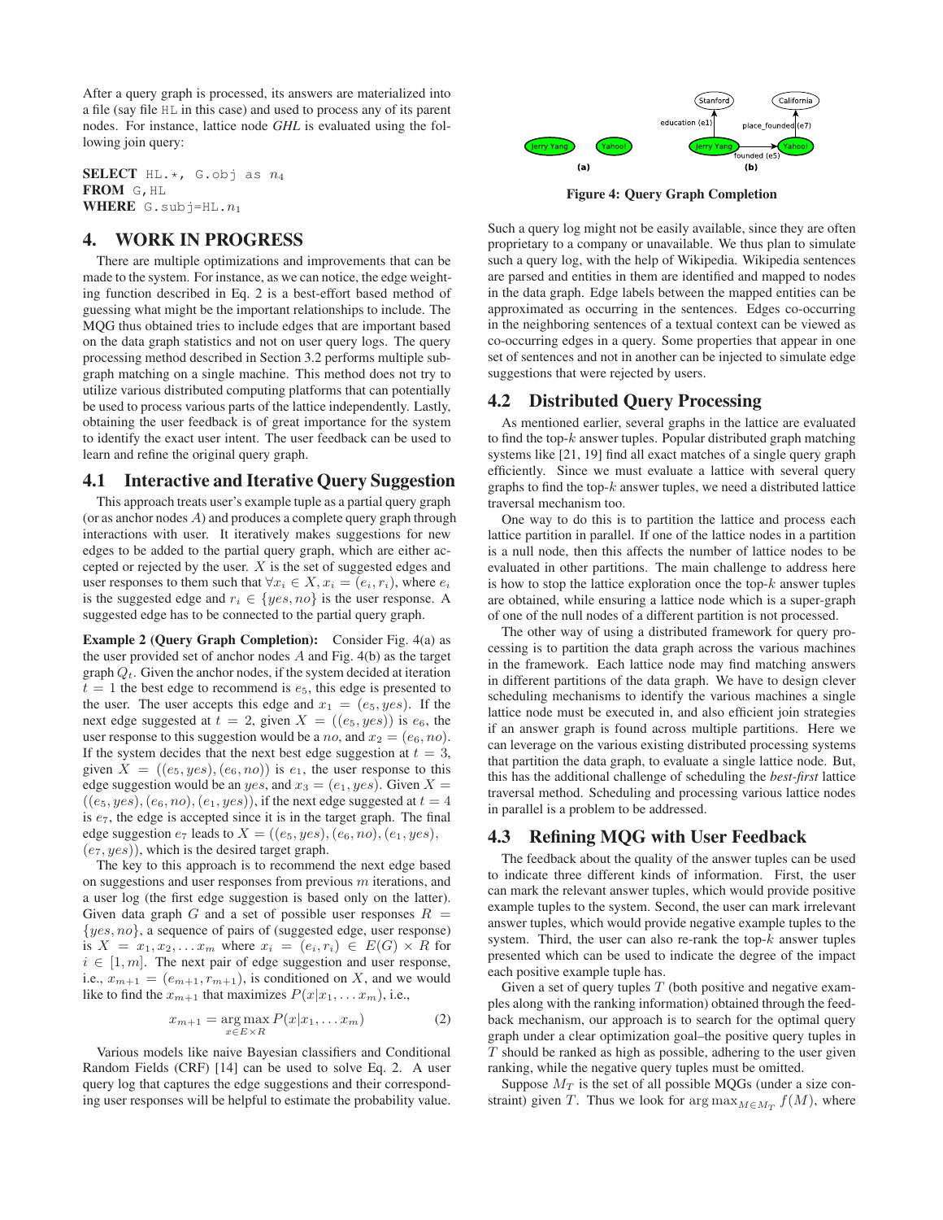After a query graph is processed, its answers are materialized into a file (say file HL in this case) and used to process any of its parent nodes. For instance, lattice node *GHL* is evaluated using the following join query:

**SELECT** HL.*, G.obj as $n_4$
**FROM** G,HL
**WHERE** G.subj=HL.$n_1$

## 4. WORK IN PROGRESS

There are multiple optimizations and improvements that can be made to the system. For instance, as we can notice, the edge weighting function described in Eq. 2 is a best-effort based method of guessing what might be the important relationships to include. The MQG thus obtained tries to include edges that are important based on the data graph statistics and not on user query logs. The query processing method described in Section 3.2 performs multiple subgraph matching on a single machine. This method does not try to utilize various distributed computing platforms that can potentially be used to process various parts of the lattice independently. Lastly, obtaining the user feedback is of great importance for the system to identify the exact user intent. The user feedback can be used to learn and refine the original query graph.

### 4.1 Interactive and Iterative Query Suggestion

This approach treats user's example tuple as a partial query graph (or as anchor nodes $A$) and produces a complete query graph through interactions with user. It iteratively makes suggestions for new edges to be added to the partial query graph, which are either accepted or rejected by the user. $X$ is the set of suggested edges and user responses to them such that $\forall x_i \in X, x_i = (e_i, r_i)$, where $e_i$ is the suggested edge and $r_i \in \{yes, no\}$ is the user response. A suggested edge has to be connected to the partial query graph.

**Example 2 (Query Graph Completion):** Consider Fig. 4(a) as the user provided set of anchor nodes $A$ and Fig. 4(b) as the target graph $Q_t$. Given the anchor nodes, if the system decided at iteration $t = 1$ the best edge to recommend is $e_5$, this edge is presented to the user. The user accepts this edge and $x_1 = (e_5, yes)$. If the next edge suggested at $t = 2$, given $X = ((e_5, yes))$ is $e_6$, the user response to this suggestion would be a $no$, and $x_2 = (e_6, no)$. If the system decides that the next best edge suggestion at $t = 3$, given $X = ((e_5, yes), (e_6, no))$ is $e_1$, the user response to this edge suggestion would be an $yes$, and $x_3 = (e_1, yes)$. Given $X = ((e_5, yes), (e_6, no), (e_1, yes))$, if the next edge suggested at $t = 4$ is $e_7$, the edge is accepted since it is in the target graph. The final edge suggestion $e_7$ leads to $X = ((e_5, yes), (e_6, no), (e_1, yes), (e_7, yes))$, which is the desired target graph.

The key to this approach is to recommend the next edge based on suggestions and user responses from previous $m$ iterations, and a user log (the first edge suggestion is based only on the latter). Given data graph $G$ and a set of possible user responses $R = \{yes, no\}$, a sequence of pairs of (suggested edge, user response) is $X = x_1, x_2, \ldots x_m$ where $x_i = (e_i, r_i) \in E(G) \times R$ for $i \in [1, m]$. The next pair of edge suggestion and user response, i.e., $x_{m+1} = (e_{m+1}, r_{m+1})$, is conditioned on $X$, and we would like to find the $x_{m+1}$ that maximizes $P(x|x_1, \ldots x_m)$, i.e.,

$$x_{m+1} = \underset{x \in E \times R}{\arg\max}\, P(x|x_1, \ldots x_m) \quad (2)$$

Various models like naive Bayesian classifiers and Conditional Random Fields (CRF) [14] can be used to solve Eq. 2. A user query log that captures the edge suggestions and their corresponding user responses will be helpful to estimate the probability value.

Figure 4: Query Graph Completion

Such a query log might not be easily available, since they are often proprietary to a company or unavailable. We thus plan to simulate such a query log, with the help of Wikipedia. Wikipedia sentences are parsed and entities in them are identified and mapped to nodes in the data graph. Edge labels between the mapped entities can be approximated as occurring in the sentences. Edges co-occurring in the neighboring sentences of a textual context can be viewed as co-occurring edges in a query. Some properties that appear in one set of sentences and not in another can be injected to simulate edge suggestions that were rejected by users.

### 4.2 Distributed Query Processing

As mentioned earlier, several graphs in the lattice are evaluated to find the top-$k$ answer tuples. Popular distributed graph matching systems like [21, 19] find all exact matches of a single query graph efficiently. Since we must evaluate a lattice with several query graphs to find the top-$k$ answer tuples, we need a distributed lattice traversal mechanism too.

One way to do this is to partition the lattice and process each lattice partition in parallel. If one of the lattice nodes in a partition is a null node, then this affects the number of lattice nodes to be evaluated in other partitions. The main challenge to address here is how to stop the lattice exploration once the top-$k$ answer tuples are obtained, while ensuring a lattice node which is a super-graph of one of the null nodes of a different partition is not processed.

The other way of using a distributed framework for query processing is to partition the data graph across the various machines in the framework. Each lattice node may find matching answers in different partitions of the data graph. We have to design clever scheduling mechanisms to identify the various machines a single lattice node must be executed in, and also efficient join strategies if an answer graph is found across multiple partitions. Here we can leverage on the various existing distributed processing systems that partition the data graph, to evaluate a single lattice node. But, this has the additional challenge of scheduling the *best-first* lattice traversal method. Scheduling and processing various lattice nodes in parallel is a problem to be addressed.

### 4.3 Refining MQG with User Feedback

The feedback about the quality of the answer tuples can be used to indicate three different kinds of information. First, the user can mark the relevant answer tuples, which would provide positive example tuples to the system. Second, the user can mark irrelevant answer tuples, which would provide negative example tuples to the system. Third, the user can also re-rank the top-$k$ answer tuples presented which can be used to indicate the degree of the impact each positive example tuple has.

Given a set of query tuples $T$ (both positive and negative examples along with the ranking information) obtained through the feedback mechanism, our approach is to search for the optimal query graph under a clear optimization goal–the positive query tuples in $T$ should be ranked as high as possible, adhering to the user given ranking, while the negative query tuples must be omitted.

Suppose $M_T$ is the set of all possible MQGs (under a size constraint) given $T$. Thus we look for $\arg\max_{M \in M_T} f(M)$, where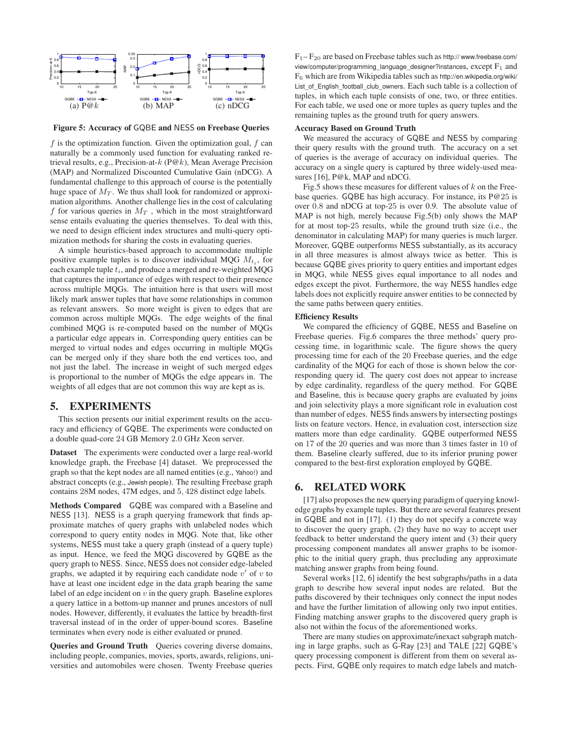**Figure 5: Accuracy of GQBE and NESS on Freebase Queries**

(a) P@$k$ (b) MAP (c) nDCG

$f$ is the optimization function. Given the optimization goal, $f$ can naturally be a commonly used function for evaluating ranked retrieval results, e.g., Precision-at-$k$ (P@$k$), Mean Average Precision (MAP) and Normalized Discounted Cumulative Gain (nDCG). A fundamental challenge to this approach of course is the potentially huge space of $M_T$. We thus shall look for randomized or approximation algorithms. Another challenge lies in the cost of calculating $f$ for various queries in $M_T$ , which in the most straightforward sense entails evaluating the queries themselves. To deal with this, we need to design efficient index structures and multi-query optimization methods for sharing the costs in evaluating queries.

A simple heuristics-based approach to accommodate multiple positive example tuples is to discover individual MQG $M_{t_i}$, for each example tuple $t_i$, and produce a merged and re-weighted MQG that captures the importance of edges with respect to their presence across multiple MQGs. The intuition here is that users will most likely mark answer tuples that have some relationships in common as relevant answers. So more weight is given to edges that are common across multiple MQGs. The edge weights of the final combined MQG is re-computed based on the number of MQGs a particular edge appears in. Corresponding query entities can be merged to virtual nodes and edges occurring in multiple MQGs can be merged only if they share both the end vertices too, and not just the label. The increase in weight of such merged edges is proportional to the number of MQGs the edge appears in. The weights of all edges that are not common this way are kept as is.

## 5. EXPERIMENTS

This section presents our initial experiment results on the accuracy and efficiency of GQBE. The experiments were conducted on a double quad-core 24 GB Memory 2.0 GHz Xeon server.

**Dataset** The experiments were conducted over a large real-world knowledge graph, the Freebase [4] dataset. We preprocessed the graph so that the kept nodes are all named entities (e.g., Yahoo!) and abstract concepts (e.g., Jewish people). The resulting Freebase graph contains 28M nodes, 47M edges, and 5,428 distinct edge labels.

**Methods Compared** GQBE was compared with a Baseline and NESS [13]. NESS is a graph querying framework that finds approximate matches of query graphs with unlabeled nodes which correspond to query entity nodes in MQG. Note that, like other systems, NESS must take a query graph (instead of a query tuple) as input. Hence, we feed the MQG discovered by GQBE as the query graph to NESS. Since, NESS does not consider edge-labeled graphs, we adapted it by requiring each candidate node $v'$ of $v$ to have at least one incident edge in the data graph bearing the same label of an edge incident on $v$ in the query graph. Baseline explores a query lattice in a bottom-up manner and prunes ancestors of null nodes. However, differently, it evaluates the lattice by breadth-first traversal instead of in the order of upper-bound scores. Baseline terminates when every node is either evaluated or pruned.

**Queries and Ground Truth** Queries covering diverse domains, including people, companies, movies, sports, awards, religions, universities and automobiles were chosen. Twenty Freebase queries $F_1$–$F_{20}$ are based on Freebase tables such as http://www.freebase.com/view/computer/programming_language_designer?instances, except $F_1$ and $F_6$ which are from Wikipedia tables such as http://en.wikipedia.org/wiki/List_of_English_football_club_owners. Each such table is a collection of tuples, in which each tuple consists of one, two, or three entities. For each table, we used one or more tuples as query tuples and the remaining tuples as the ground truth for query answers.

**Accuracy Based on Ground Truth**

We measured the accuracy of GQBE and NESS by comparing their query results with the ground truth. The accuracy on a set of queries is the average of accuracy on individual queries. The accuracy on a single query is captured by three widely-used measures [16], P@k, MAP and nDCG.

Fig.5 shows these measures for different values of $k$ on the Freebase queries. GQBE has high accuracy. For instance, its P@25 is over 0.8 and nDCG at top-25 is over 0.9. The absolute value of MAP is not high, merely because Fig.5(b) only shows the MAP for at most top-25 results, while the ground truth size (i.e., the denominator in calculating MAP) for many queries is much larger. Moreover, GQBE outperforms NESS substantially, as its accuracy in all three measures is almost always twice as better. This is because GQBE gives priority to query entities and important edges in MQG, while NESS gives equal importance to all nodes and edges except the pivot. Furthermore, the way NESS handles edge labels does not explicitly require answer entities to be connected by the same paths between query entities.

**Efficiency Results**

We compared the efficiency of GQBE, NESS and Baseline on Freebase queries. Fig.6 compares the three methods' query processing time, in logarithmic scale. The figure shows the query processing time for each of the 20 Freebase queries, and the edge cardinality of the MQG for each of those is shown below the corresponding query id. The query cost does not appear to increase by edge cardinality, regardless of the query method. For GQBE and Baseline, this is because query graphs are evaluated by joins and join selectivity plays a more significant role in evaluation cost than number of edges. NESS finds answers by intersecting postings lists on feature vectors. Hence, in evaluation cost, intersection size matters more than edge cardinality. GQBE outperformed NESS on 17 of the 20 queries and was more than 3 times faster in 10 of them. Baseline clearly suffered, due to its inferior pruning power compared to the best-first exploration employed by GQBE.

## 6. RELATED WORK

[17] also proposes the new querying paradigm of querying knowledge graphs by example tuples. But there are several features present in GQBE and not in [17]. (1) they do not specify a concrete way to discover the query graph, (2) they have no way to accept user feedback to better understand the query intent and (3) their query processing component mandates all answer graphs to be isomorphic to the initial query graph, thus precluding any approximate matching answer graphs from being found.

Several works [12, 6] identify the best subgraphs/paths in a data graph to describe how several input nodes are related. But the paths discovered by their techniques only connect the input nodes and have the further limitation of allowing only two input entities. Finding matching answer graphs to the discovered query graph is also not within the focus of the aforementioned works.

There are many studies on approximate/inexact subgraph matching in large graphs, such as G-Ray [23] and TALE [22] GQBE's query processing component is different from them on several aspects. First, GQBE only requires to match edge labels and match-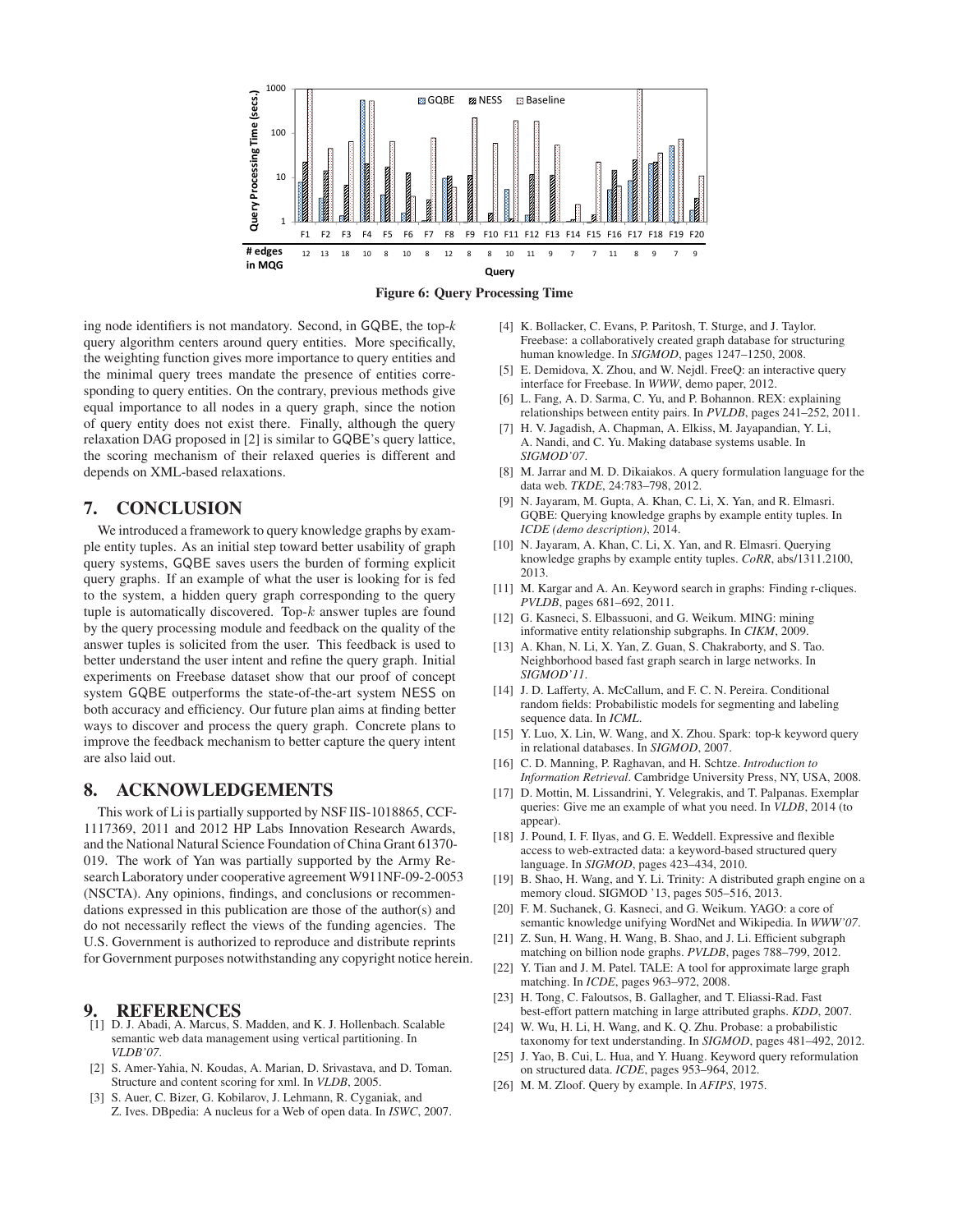1000

100

10

1

Query Processing Time (secs.)

GQBE NESS Baseline

F1 F2 F3 F4 F5 F6 F7 F8 F9 F10 F11 F12 F13 F14 F15 F16 F17 F18 F19 F20

# edges in MQG

12 13 18 10 8 10 8 12 8 8 10 11 9 7 7 11 8 9 7 9

Query

**Figure 6: Query Processing Time**

ing node identifiers is not mandatory. Second, in GQBE, the top-$k$ query algorithm centers around query entities. More specifically, the weighting function gives more importance to query entities and the minimal query trees mandate the presence of entities corresponding to query entities. On the contrary, previous methods give equal importance to all nodes in a query graph, since the notion of query entity does not exist there. Finally, although the query relaxation DAG proposed in [2] is similar to GQBE's query lattice, the scoring mechanism of their relaxed queries is different and depends on XML-based relaxations.

## 7. CONCLUSION

We introduced a framework to query knowledge graphs by example entity tuples. As an initial step toward better usability of graph query systems, GQBE saves users the burden of forming explicit query graphs. If an example of what the user is looking for is fed to the system, a hidden query graph corresponding to the query tuple is automatically discovered. Top-$k$ answer tuples are found by the query processing module and feedback on the quality of the answer tuples is solicited from the user. This feedback is used to better understand the user intent and refine the query graph. Initial experiments on Freebase dataset show that our proof of concept system GQBE outperforms the state-of-the-art system NESS on both accuracy and efficiency. Our future plan aims at finding better ways to discover and process the query graph. Concrete plans to improve the feedback mechanism to better capture the query intent are also laid out.

## 8. ACKNOWLEDGEMENTS

This work of Li is partially supported by NSF IIS-1018865, CCF-1117369, 2011 and 2012 HP Labs Innovation Research Awards, and the National Natural Science Foundation of China Grant 61370-019. The work of Yan was partially supported by the Army Research Laboratory under cooperative agreement W911NF-09-2-0053 (NSCTA). Any opinions, findings, and conclusions or recommendations expressed in this publication are those of the author(s) and do not necessarily reflect the views of the funding agencies. The U.S. Government is authorized to reproduce and distribute reprints for Government purposes notwithstanding any copyright notice herein.

## 9. REFERENCES

[1] D. J. Abadi, A. Marcus, S. Madden, and K. J. Hollenbach. Scalable semantic web data management using vertical partitioning. In *VLDB'07*.

[2] S. Amer-Yahia, N. Koudas, A. Marian, D. Srivastava, and D. Toman. Structure and content scoring for xml. In *VLDB*, 2005.

[3] S. Auer, C. Bizer, G. Kobilarov, J. Lehmann, R. Cyganiak, and Z. Ives. DBpedia: A nucleus for a Web of open data. In *ISWC*, 2007.

[4] K. Bollacker, C. Evans, P. Paritosh, T. Sturge, and J. Taylor. Freebase: a collaboratively created graph database for structuring human knowledge. In *SIGMOD*, pages 1247–1250, 2008.

[5] E. Demidova, X. Zhou, and W. Nejdl. FreeQ: an interactive query interface for Freebase. In *WWW*, demo paper, 2012.

[6] L. Fang, A. D. Sarma, C. Yu, and P. Bohannon. REX: explaining relationships between entity pairs. In *PVLDB*, pages 241–252, 2011.

[7] H. V. Jagadish, A. Chapman, A. Elkiss, M. Jayapandian, Y. Li, A. Nandi, and C. Yu. Making database systems usable. In *SIGMOD'07*.

[8] M. Jarrar and M. D. Dikaiakos. A query formulation language for the data web. *TKDE*, 24:783–798, 2012.

[9] N. Jayaram, M. Gupta, A. Khan, C. Li, X. Yan, and R. Elmasri. GQBE: Querying knowledge graphs by example entity tuples. In *ICDE (demo description)*, 2014.

[10] N. Jayaram, A. Khan, C. Li, X. Yan, and R. Elmasri. Querying knowledge graphs by example entity tuples. *CoRR*, abs/1311.2100, 2013.

[11] M. Kargar and A. An. Keyword search in graphs: Finding r-cliques. *PVLDB*, pages 681–692, 2011.

[12] G. Kasneci, S. Elbassuoni, and G. Weikum. MING: mining informative entity relationship subgraphs. In *CIKM*, 2009.

[13] A. Khan, N. Li, X. Yan, Z. Guan, S. Chakraborty, and S. Tao. Neighborhood based fast graph search in large networks. In *SIGMOD'11*.

[14] J. D. Lafferty, A. McCallum, and F. C. N. Pereira. Conditional random fields: Probabilistic models for segmenting and labeling sequence data. In *ICML*.

[15] Y. Luo, X. Lin, W. Wang, and X. Zhou. Spark: top-k keyword query in relational databases. In *SIGMOD*, 2007.

[16] C. D. Manning, P. Raghavan, and H. Schtze. *Introduction to Information Retrieval*. Cambridge University Press, NY, USA, 2008.

[17] D. Mottin, M. Lissandrini, Y. Velegrakis, and T. Palpanas. Exemplar queries: Give me an example of what you need. In *VLDB*, 2014 (to appear).

[18] J. Pound, I. F. Ilyas, and G. E. Weddell. Expressive and flexible access to web-extracted data: a keyword-based structured query language. In *SIGMOD*, pages 423–434, 2010.

[19] B. Shao, H. Wang, and Y. Li. Trinity: A distributed graph engine on a memory cloud. SIGMOD '13, pages 505–516, 2013.

[20] F. M. Suchanek, G. Kasneci, and G. Weikum. YAGO: a core of semantic knowledge unifying WordNet and Wikipedia. In *WWW'07*.

[21] Z. Sun, H. Wang, H. Wang, B. Shao, and J. Li. Efficient subgraph matching on billion node graphs. *PVLDB*, pages 788–799, 2012.

[22] Y. Tian and J. M. Patel. TALE: A tool for approximate large graph matching. In *ICDE*, pages 963–972, 2008.

[23] H. Tong, C. Faloutsos, B. Gallagher, and T. Eliassi-Rad. Fast best-effort pattern matching in large attributed graphs. *KDD*, 2007.

[24] W. Wu, H. Li, H. Wang, and K. Q. Zhu. Probase: a probabilistic taxonomy for text understanding. In *SIGMOD*, pages 481–492, 2012.

[25] J. Yao, B. Cui, L. Hua, and Y. Huang. Keyword query reformulation on structured data. *ICDE*, pages 953–964, 2012.

[26] M. M. Zloof. Query by example. In *AFIPS*, 1975.